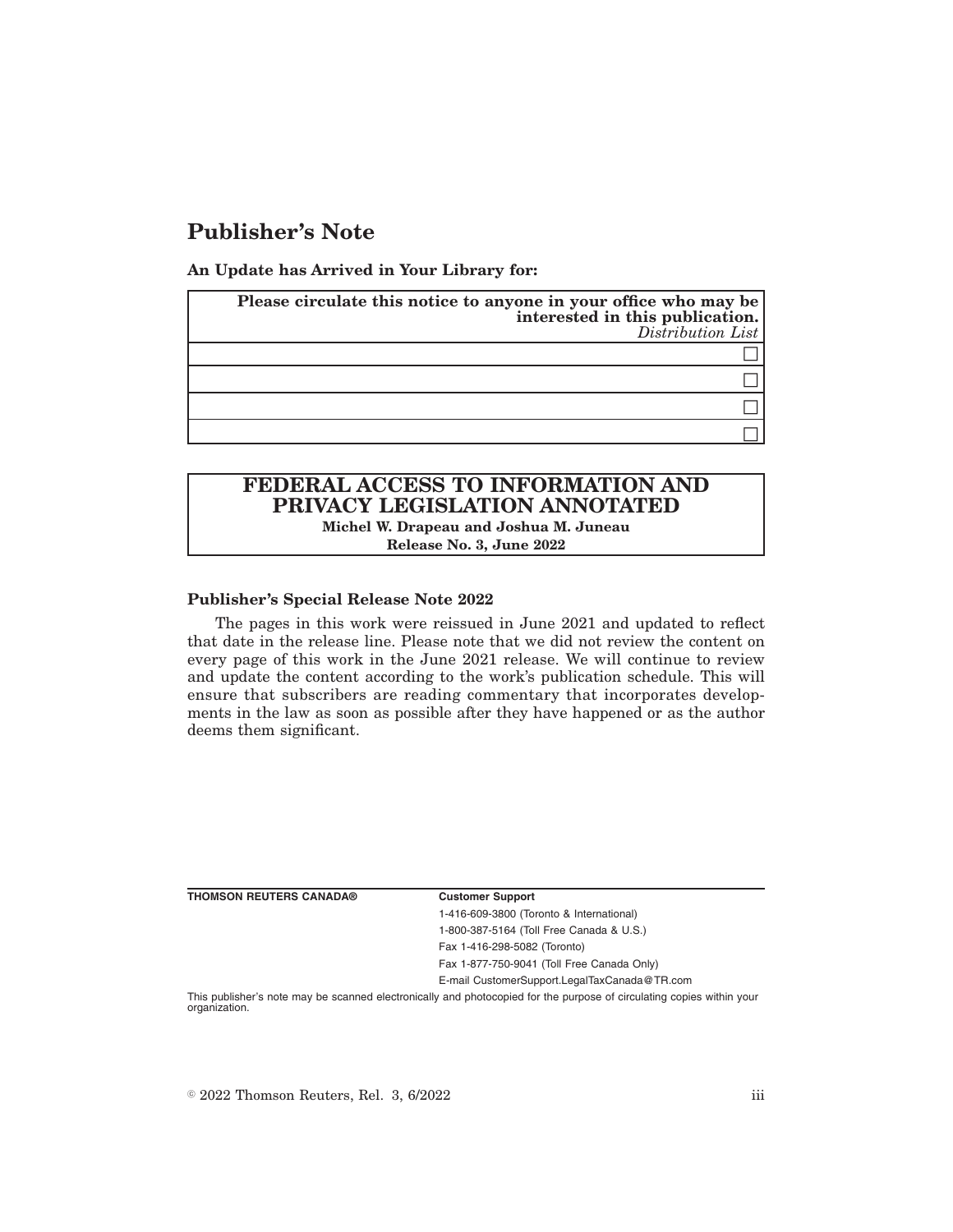# Publisher's Note

**An Update has Arrived in Your Library for:**

| **Please circulate this notice to anyone in your office who may be interested in this publication.** *Distribution List* |
|---|
| ☐ |
| ☐ |
| ☐ |
| ☐ |

## FEDERAL ACCESS TO INFORMATION AND PRIVACY LEGISLATION ANNOTATED

**Michel W. Drapeau and Joshua M. Juneau**

**Release No. 3, June 2022**

### Publisher's Special Release Note 2022

The pages in this work were reissued in June 2021 and updated to reflect that date in the release line. Please note that we did not review the content on every page of this work in the June 2021 release. We will continue to review and update the content according to the work's publication schedule. This will ensure that subscribers are reading commentary that incorporates developments in the law as soon as possible after they have happened or as the author deems them significant.

**THOMSON REUTERS CANADA®**

**Customer Support**

1-416-609-3800 (Toronto & International)

1-800-387-5164 (Toll Free Canada & U.S.)

Fax 1-416-298-5082 (Toronto)

Fax 1-877-750-9041 (Toll Free Canada Only)

E-mail CustomerSupport.LegalTaxCanada@TR.com

This publisher's note may be scanned electronically and photocopied for the purpose of circulating copies within your organization.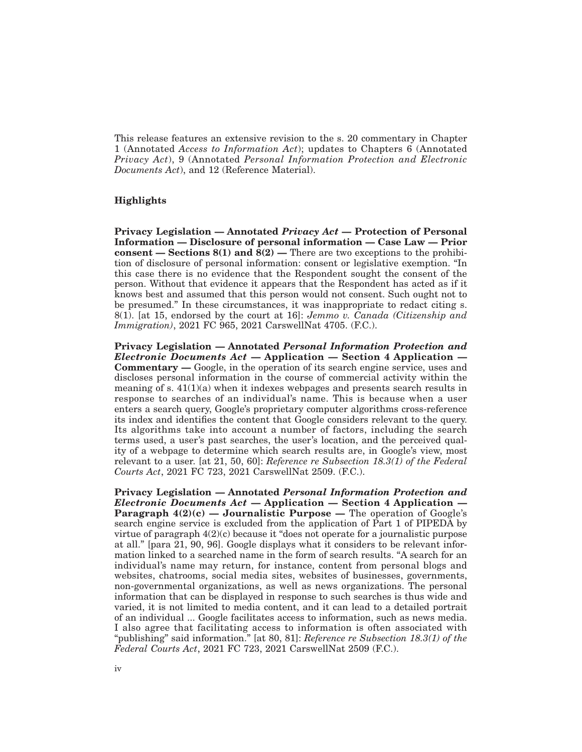This release features an extensive revision to the s. 20 commentary in Chapter 1 (Annotated *Access to Information Act*); updates to Chapters 6 (Annotated *Privacy Act*), 9 (Annotated *Personal Information Protection and Electronic Documents Act*), and 12 (Reference Material).

### Highlights

**Privacy Legislation — Annotated *Privacy Act* — Protection of Personal Information — Disclosure of personal information — Case Law — Prior consent — Sections 8(1) and 8(2) —** There are two exceptions to the prohibition of disclosure of personal information: consent or legislative exemption. "In this case there is no evidence that the Respondent sought the consent of the person. Without that evidence it appears that the Respondent has acted as if it knows best and assumed that this person would not consent. Such ought not to be presumed." In these circumstances, it was inappropriate to redact citing s. 8(1). [at 15, endorsed by the court at 16]: *Jemmo v. Canada (Citizenship and Immigration)*, 2021 FC 965, 2021 CarswellNat 4705. (F.C.).

**Privacy Legislation — Annotated *Personal Information Protection and Electronic Documents Act* — Application — Section 4 Application — Commentary —** Google, in the operation of its search engine service, uses and discloses personal information in the course of commercial activity within the meaning of s. 41(1)(a) when it indexes webpages and presents search results in response to searches of an individual's name. This is because when a user enters a search query, Google's proprietary computer algorithms cross-reference its index and identifies the content that Google considers relevant to the query. Its algorithms take into account a number of factors, including the search terms used, a user's past searches, the user's location, and the perceived quality of a webpage to determine which search results are, in Google's view, most relevant to a user. [at 21, 50, 60]: *Reference re Subsection 18.3(1) of the Federal Courts Act*, 2021 FC 723, 2021 CarswellNat 2509. (F.C.).

**Privacy Legislation — Annotated *Personal Information Protection and Electronic Documents Act* — Application — Section 4 Application — Paragraph 4(2)(c) — Journalistic Purpose —** The operation of Google's search engine service is excluded from the application of Part 1 of PIPEDA by virtue of paragraph 4(2)(c) because it "does not operate for a journalistic purpose at all." [para 21, 90, 96]. Google displays what it considers to be relevant information linked to a searched name in the form of search results. "A search for an individual's name may return, for instance, content from personal blogs and websites, chatrooms, social media sites, websites of businesses, governments, non-governmental organizations, as well as news organizations. The personal information that can be displayed in response to such searches is thus wide and varied, it is not limited to media content, and it can lead to a detailed portrait of an individual ... Google facilitates access to information, such as news media. I also agree that facilitating access to information is often associated with "publishing" said information." [at 80, 81]: *Reference re Subsection 18.3(1) of the Federal Courts Act*, 2021 FC 723, 2021 CarswellNat 2509 (F.C.).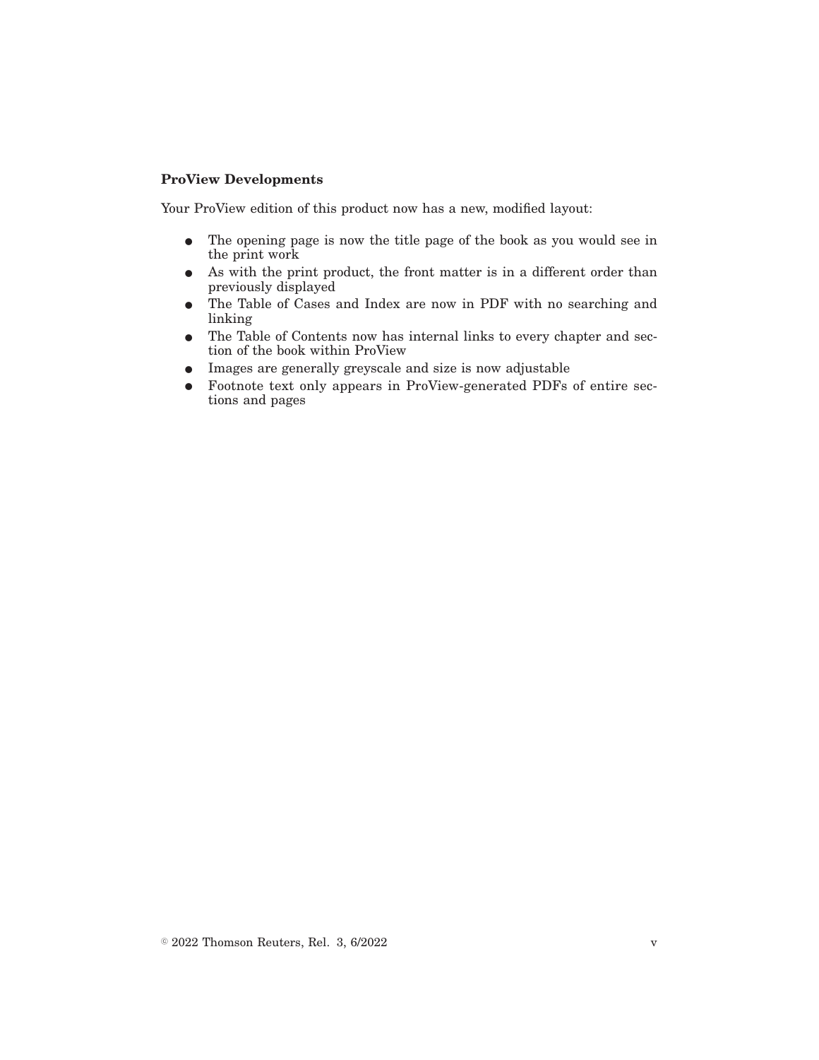**ProView Developments**

Your ProView edition of this product now has a new, modified layout:

- The opening page is now the title page of the book as you would see in the print work
- As with the print product, the front matter is in a different order than previously displayed
- The Table of Cases and Index are now in PDF with no searching and linking
- The Table of Contents now has internal links to every chapter and section of the book within ProView
- Images are generally greyscale and size is now adjustable
- Footnote text only appears in ProView-generated PDFs of entire sections and pages